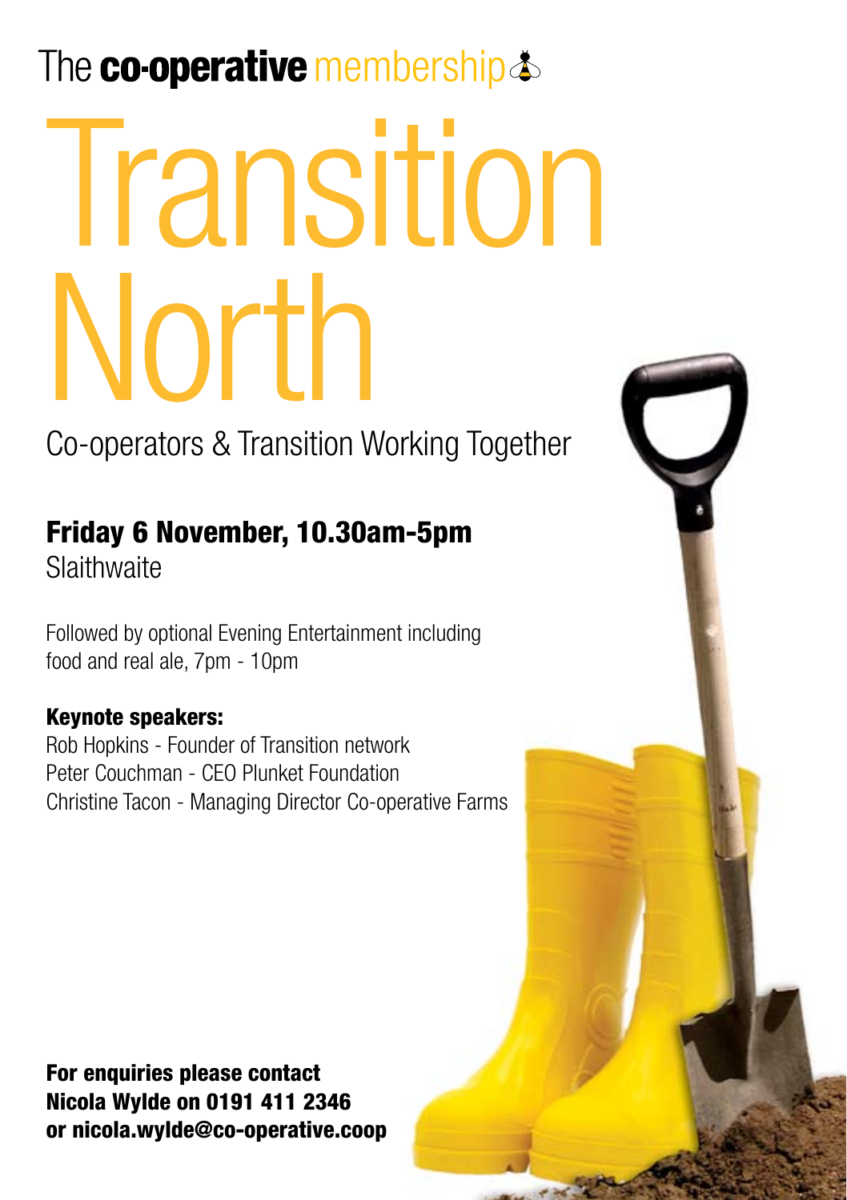The **co-operative** membership

# Transition North

## Co-operators & Transition Working Together

**Friday 6 November, 10.30am-5pm**
Slaithwaite

Followed by optional Evening Entertainment including food and real ale, 7pm - 10pm

**Keynote speakers:**
Rob Hopkins - Founder of Transition network
Peter Couchman - CEO Plunket Foundation
Christine Tacon - Managing Director Co-operative Farms

**For enquiries please contact Nicola Wylde on 0191 411 2346 or nicola.wylde@co-operative.coop**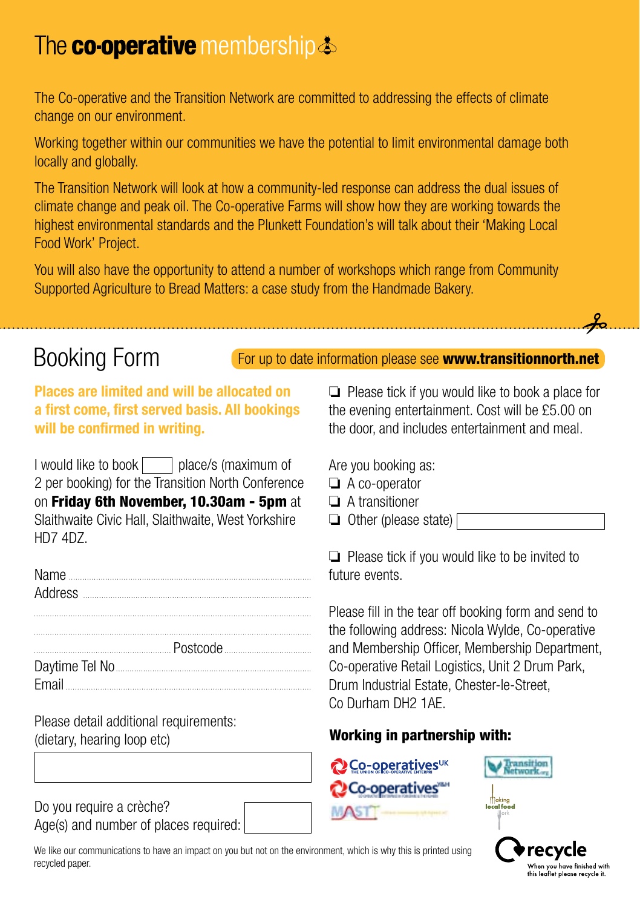# The **co-operative** membership

The Co-operative and the Transition Network are committed to addressing the effects of climate change on our environment.

Working together within our communities we have the potential to limit environmental damage both locally and globally.

The Transition Network will look at how a community-led response can address the dual issues of climate change and peak oil. The Co-operative Farms will show how they are working towards the highest environmental standards and the Plunkett Foundation's will talk about their 'Making Local Food Work' Project.

You will also have the opportunity to attend a number of workshops which range from Community Supported Agriculture to Bread Matters: a case study from the Handmade Bakery.

## Booking Form

For up to date information please see **www.transitionnorth.net**

**Places are limited and will be allocated on a first come, first served basis. All bookings will be confirmed in writing.**

I would like to book [ ] place/s (maximum of 2 per booking) for the Transition North Conference on **Friday 6th November, 10.30am - 5pm** at Slaithwaite Civic Hall, Slaithwaite, West Yorkshire HD7 4DZ.

Name ............................................................

Address ............................................................

............................................................

............................................................

............................................ Postcode ............................

Daytime Tel No ............................................................

Email ............................................................

Please detail additional requirements:
(dietary, hearing loop etc)

[ ]

Do you require a crèche?
Age(s) and number of places required: [ ]

❏ Please tick if you would like to book a place for the evening entertainment. Cost will be £5.00 on the door, and includes entertainment and meal.

Are you booking as:

❏ A co-operator
❏ A transitioner
❏ Other (please state) [ ]

❏ Please tick if you would like to be invited to future events.

Please fill in the tear off booking form and send to the following address: Nicola Wylde, Co-operative and Membership Officer, Membership Department, Co-operative Retail Logistics, Unit 2 Drum Park, Drum Industrial Estate, Chester-le-Street, Co Durham DH2 1AE.

**Working in partnership with:**

Co-operatives UK
Co-operatives Y&H
MAST
Transition Network.org
Making local food work

We like our communications to have an impact on you but not on the environment, which is why this is printed using recycled paper.

recycle
When you have finished with this leaflet please recycle it.